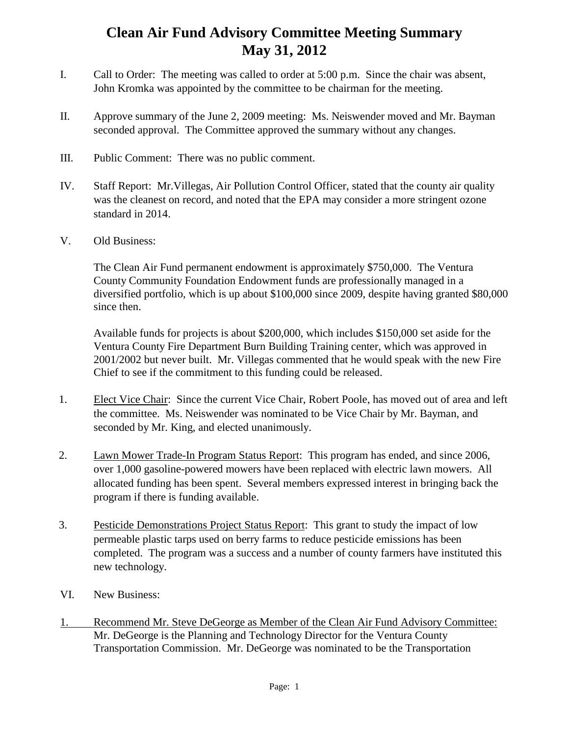# Clean Air Fund Advisory Committee Meeting Summary
# May 31, 2012

I. Call to Order: The meeting was called to order at 5:00 p.m. Since the chair was absent, John Kromka was appointed by the committee to be chairman for the meeting.

II. Approve summary of the June 2, 2009 meeting: Ms. Neiswender moved and Mr. Bayman seconded approval. The Committee approved the summary without any changes.

III. Public Comment: There was no public comment.

IV. Staff Report: Mr.Villegas, Air Pollution Control Officer, stated that the county air quality was the cleanest on record, and noted that the EPA may consider a more stringent ozone standard in 2014.

V. Old Business:

The Clean Air Fund permanent endowment is approximately $750,000. The Ventura County Community Foundation Endowment funds are professionally managed in a diversified portfolio, which is up about $100,000 since 2009, despite having granted $80,000 since then.

Available funds for projects is about $200,000, which includes $150,000 set aside for the Ventura County Fire Department Burn Building Training center, which was approved in 2001/2002 but never built. Mr. Villegas commented that he would speak with the new Fire Chief to see if the commitment to this funding could be released.

1. Elect Vice Chair: Since the current Vice Chair, Robert Poole, has moved out of area and left the committee. Ms. Neiswender was nominated to be Vice Chair by Mr. Bayman, and seconded by Mr. King, and elected unanimously.

2. Lawn Mower Trade-In Program Status Report: This program has ended, and since 2006, over 1,000 gasoline-powered mowers have been replaced with electric lawn mowers. All allocated funding has been spent. Several members expressed interest in bringing back the program if there is funding available.

3. Pesticide Demonstrations Project Status Report: This grant to study the impact of low permeable plastic tarps used on berry farms to reduce pesticide emissions has been completed. The program was a success and a number of county farmers have instituted this new technology.

VI. New Business:

1. Recommend Mr. Steve DeGeorge as Member of the Clean Air Fund Advisory Committee: Mr. DeGeorge is the Planning and Technology Director for the Ventura County Transportation Commission. Mr. DeGeorge was nominated to be the Transportation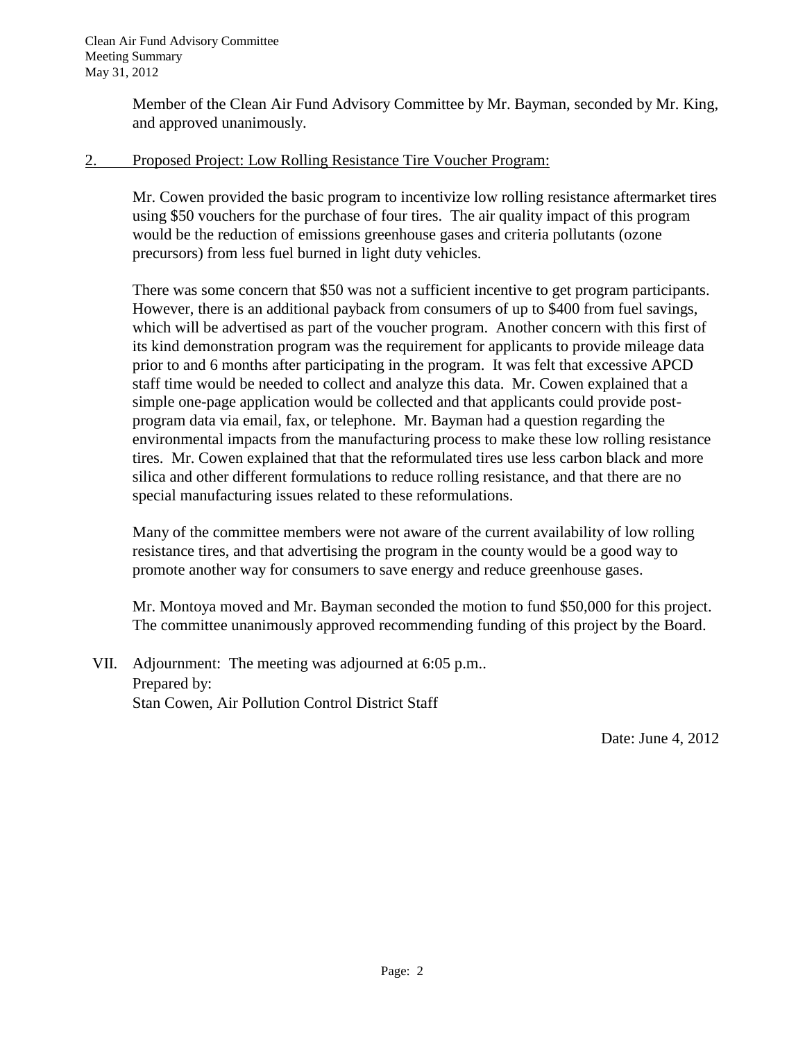Member of the Clean Air Fund Advisory Committee by Mr. Bayman, seconded by Mr. King, and approved unanimously.

2. Proposed Project: Low Rolling Resistance Tire Voucher Program:

Mr. Cowen provided the basic program to incentivize low rolling resistance aftermarket tires using $50 vouchers for the purchase of four tires. The air quality impact of this program would be the reduction of emissions greenhouse gases and criteria pollutants (ozone precursors) from less fuel burned in light duty vehicles.

There was some concern that $50 was not a sufficient incentive to get program participants. However, there is an additional payback from consumers of up to $400 from fuel savings, which will be advertised as part of the voucher program. Another concern with this first of its kind demonstration program was the requirement for applicants to provide mileage data prior to and 6 months after participating in the program. It was felt that excessive APCD staff time would be needed to collect and analyze this data. Mr. Cowen explained that a simple one-page application would be collected and that applicants could provide post-program data via email, fax, or telephone. Mr. Bayman had a question regarding the environmental impacts from the manufacturing process to make these low rolling resistance tires. Mr. Cowen explained that that the reformulated tires use less carbon black and more silica and other different formulations to reduce rolling resistance, and that there are no special manufacturing issues related to these reformulations.

Many of the committee members were not aware of the current availability of low rolling resistance tires, and that advertising the program in the county would be a good way to promote another way for consumers to save energy and reduce greenhouse gases.

Mr. Montoya moved and Mr. Bayman seconded the motion to fund $50,000 for this project. The committee unanimously approved recommending funding of this project by the Board.

VII. Adjournment: The meeting was adjourned at 6:05 p.m..
Prepared by:
Stan Cowen, Air Pollution Control District Staff

Date: June 4, 2012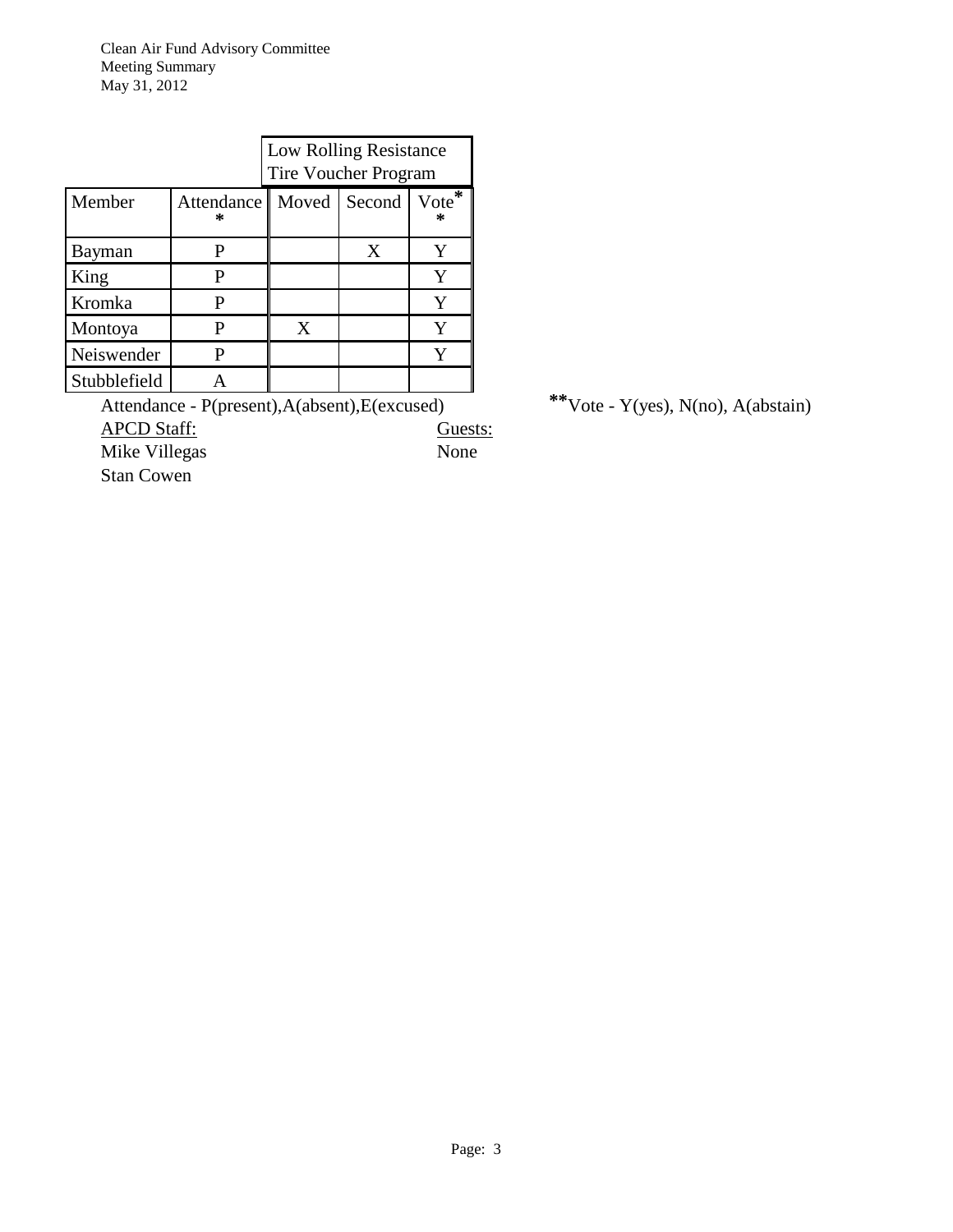Clean Air Fund Advisory Committee
Meeting Summary
May 31, 2012

| | | Low Rolling Resistance Tire Voucher Program | | |
|---|---|---|---|---|
| Member | Attendance * | Moved | Second | Vote** |
| Bayman | P | | X | Y |
| King | P | | | Y |
| Kromka | P | | | Y |
| Montoya | P | X | | Y |
| Neiswender | P | | | Y |
| Stubblefield | A | | | |

Attendance - P(present),A(absent),E(excused)

**Vote - Y(yes), N(no), A(abstain)

APCD Staff:
Mike Villegas
Stan Cowen

Guests:
None